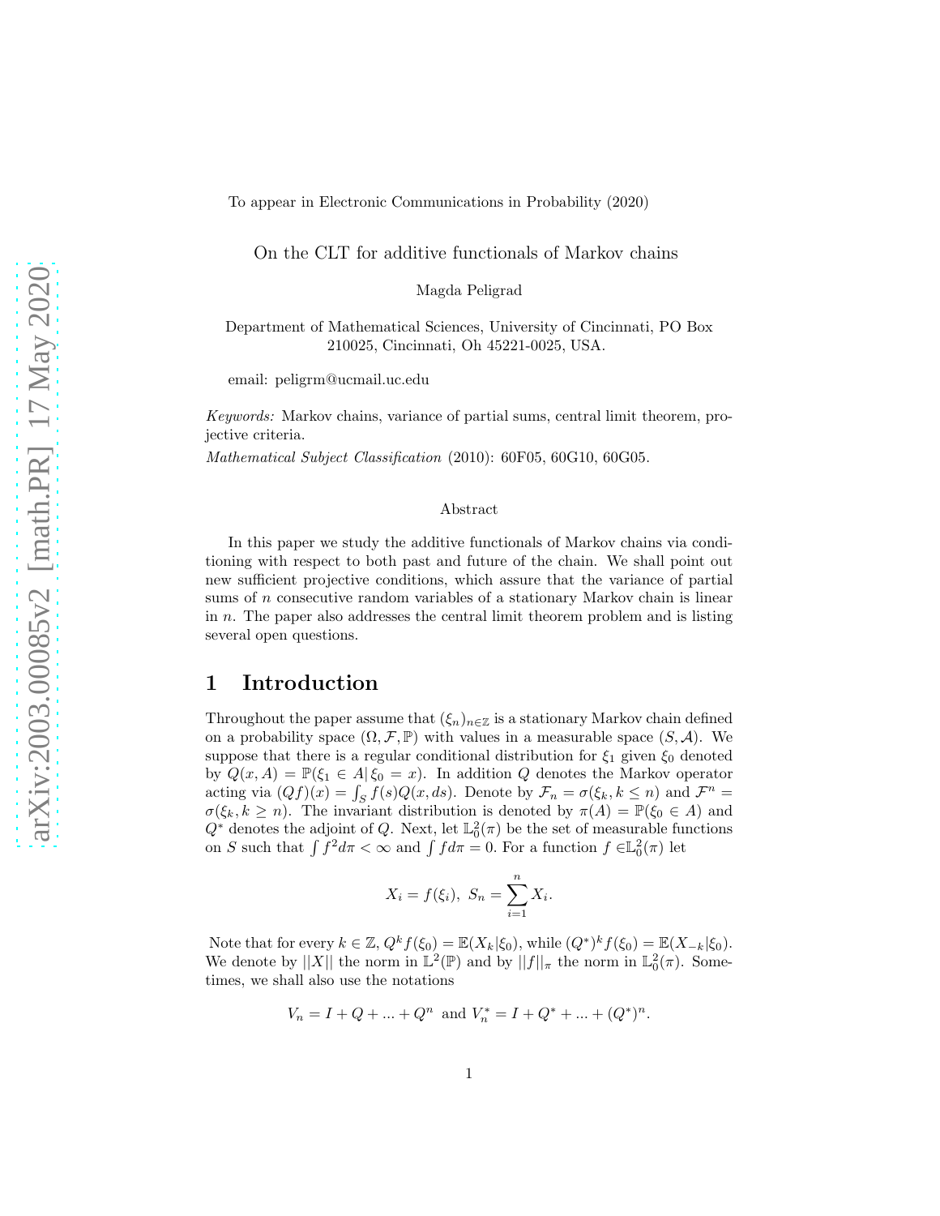To appear in Electronic Communications in Probability (2020)

# On the CLT for additive functionals of Markov chains

Magda Peligrad

Department of Mathematical Sciences, University of Cincinnati, PO Box 210025, Cincinnati, Oh 45221-0025, USA.

email: peligrm@ucmail.uc.edu

*Keywords:* Markov chains, variance of partial sums, central limit theorem, projective criteria.

*Mathematical Subject Classification* (2010): 60F05, 60G10, 60G05.

### Abstract

In this paper we study the additive functionals of Markov chains via conditioning with respect to both past and future of the chain. We shall point out new sufficient projective conditions, which assure that the variance of partial sums of $n$ consecutive random variables of a stationary Markov chain is linear in $n$. The paper also addresses the central limit theorem problem and is listing several open questions.

## 1 Introduction

Throughout the paper assume that $(\xi_n)_{n\in\mathbb{Z}}$ is a stationary Markov chain defined on a probability space $(\Omega, \mathcal{F}, \mathbb{P})$ with values in a measurable space $(S, \mathcal{A})$. We suppose that there is a regular conditional distribution for $\xi_1$ given $\xi_0$ denoted by $Q(x, A) = \mathbb{P}(\xi_1 \in A|\, \xi_0 = x)$. In addition $Q$ denotes the Markov operator acting via $(Qf)(x) = \int_S f(s)Q(x, ds)$. Denote by $\mathcal{F}_n = \sigma(\xi_k, k \leq n)$ and $\mathcal{F}^n = \sigma(\xi_k, k \geq n)$. The invariant distribution is denoted by $\pi(A) = \mathbb{P}(\xi_0 \in A)$ and $Q^*$ denotes the adjoint of $Q$. Next, let $\mathbb{L}_0^2(\pi)$ be the set of measurable functions on $S$ such that $\int f^2 d\pi < \infty$ and $\int f d\pi = 0$. For a function $f \in \mathbb{L}_0^2(\pi)$ let

$$X_i = f(\xi_i),\ S_n = \sum_{i=1}^{n} X_i.$$

Note that for every $k \in \mathbb{Z}$, $Q^k f(\xi_0) = \mathbb{E}(X_k|\xi_0)$, while $(Q^*)^k f(\xi_0) = \mathbb{E}(X_{-k}|\xi_0)$. We denote by $||X||$ the norm in $\mathbb{L}^2(\mathbb{P})$ and by $||f||_\pi$ the norm in $\mathbb{L}_0^2(\pi)$. Sometimes, we shall also use the notations

$$V_n = I + Q + ... + Q^n \text{ and } V_n^* = I + Q^* + ... + (Q^*)^n.$$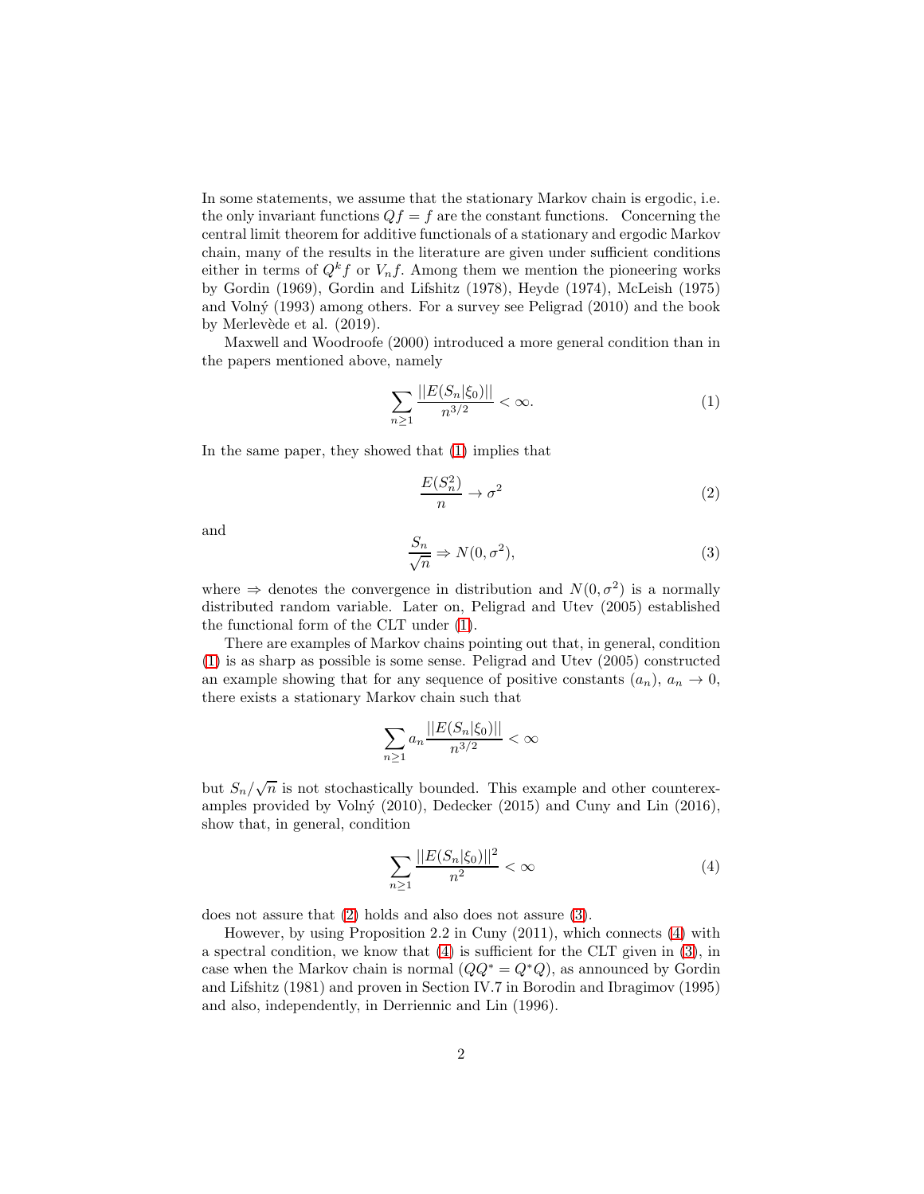In some statements, we assume that the stationary Markov chain is ergodic, i.e. the only invariant functions $Qf = f$ are the constant functions. Concerning the central limit theorem for additive functionals of a stationary and ergodic Markov chain, many of the results in the literature are given under sufficient conditions either in terms of $Q^k f$ or $V_n f$. Among them we mention the pioneering works by Gordin (1969), Gordin and Lifshitz (1978), Heyde (1974), McLeish (1975) and Volný (1993) among others. For a survey see Peligrad (2010) and the book by Merlevède et al. (2019).

Maxwell and Woodroofe (2000) introduced a more general condition than in the papers mentioned above, namely

$$\sum_{n\geq 1} \frac{||E(S_n|\xi_0)||}{n^{3/2}} < \infty. \tag{1}$$

In the same paper, they showed that (1) implies that

$$\frac{E(S_n^2)}{n} \to \sigma^2 \tag{2}$$

and

$$\frac{S_n}{\sqrt{n}} \Rightarrow N(0, \sigma^2), \tag{3}$$

where $\Rightarrow$ denotes the convergence in distribution and $N(0, \sigma^2)$ is a normally distributed random variable. Later on, Peligrad and Utev (2005) established the functional form of the CLT under (1).

There are examples of Markov chains pointing out that, in general, condition (1) is as sharp as possible is some sense. Peligrad and Utev (2005) constructed an example showing that for any sequence of positive constants $(a_n)$, $a_n \to 0$, there exists a stationary Markov chain such that

$$\sum_{n\geq 1} a_n \frac{||E(S_n|\xi_0)||}{n^{3/2}} < \infty$$

but $S_n/\sqrt{n}$ is not stochastically bounded. This example and other counterexamples provided by Volný (2010), Dedecker (2015) and Cuny and Lin (2016), show that, in general, condition

$$\sum_{n\geq 1} \frac{||E(S_n|\xi_0)||^2}{n^2} < \infty \tag{4}$$

does not assure that (2) holds and also does not assure (3).

However, by using Proposition 2.2 in Cuny (2011), which connects (4) with a spectral condition, we know that (4) is sufficient for the CLT given in (3), in case when the Markov chain is normal ($QQ^* = Q^*Q$), as announced by Gordin and Lifshitz (1981) and proven in Section IV.7 in Borodin and Ibragimov (1995) and also, independently, in Derriennic and Lin (1996).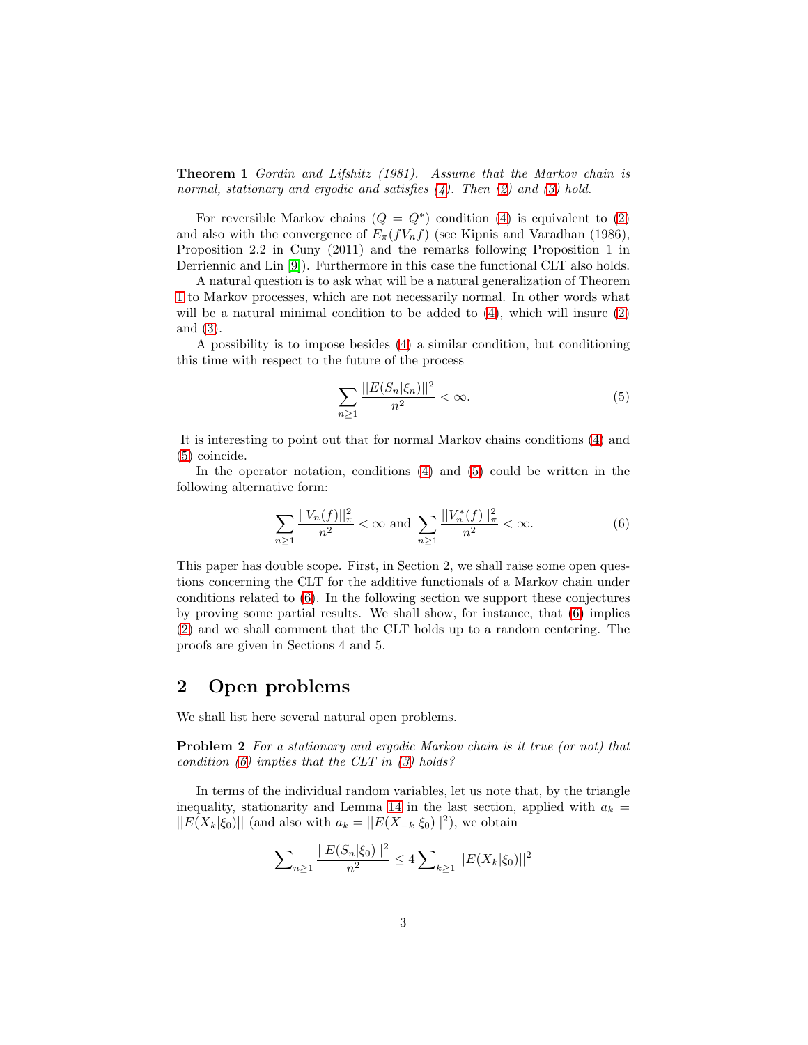**Theorem 1** *Gordin and Lifshitz (1981). Assume that the Markov chain is normal, stationary and ergodic and satisfies (4). Then (2) and (3) hold.*

For reversible Markov chains ($Q = Q^*$) condition (4) is equivalent to (2) and also with the convergence of $E_\pi(fV_nf)$ (see Kipnis and Varadhan (1986), Proposition 2.2 in Cuny (2011) and the remarks following Proposition 1 in Derriennic and Lin [9]). Furthermore in this case the functional CLT also holds.

A natural question is to ask what will be a natural generalization of Theorem 1 to Markov processes, which are not necessarily normal. In other words what will be a natural minimal condition to be added to (4), which will insure (2) and (3).

A possibility is to impose besides (4) a similar condition, but conditioning this time with respect to the future of the process

$$\sum_{n\geq 1} \frac{||E(S_n|\xi_n)||^2}{n^2} < \infty. \tag{5}$$

It is interesting to point out that for normal Markov chains conditions (4) and (5) coincide.

In the operator notation, conditions (4) and (5) could be written in the following alternative form:

$$\sum_{n\geq 1} \frac{||V_n(f)||_\pi^2}{n^2} < \infty \text{ and } \sum_{n\geq 1} \frac{||V_n^*(f)||_\pi^2}{n^2} < \infty. \tag{6}$$

This paper has double scope. First, in Section 2, we shall raise some open questions concerning the CLT for the additive functionals of a Markov chain under conditions related to (6). In the following section we support these conjectures by proving some partial results. We shall show, for instance, that (6) implies (2) and we shall comment that the CLT holds up to a random centering. The proofs are given in Sections 4 and 5.

## 2 Open problems

We shall list here several natural open problems.

**Problem 2** *For a stationary and ergodic Markov chain is it true (or not) that condition (6) implies that the CLT in (3) holds?*

In terms of the individual random variables, let us note that, by the triangle inequality, stationarity and Lemma 14 in the last section, applied with $a_k = ||E(X_k|\xi_0)||$ (and also with $a_k = ||E(X_{-k}|\xi_0)||^2$), we obtain

$$\sum\nolimits_{n\geq 1} \frac{||E(S_n|\xi_0)||^2}{n^2} \leq 4 \sum\nolimits_{k\geq 1} ||E(X_k|\xi_0)||^2$$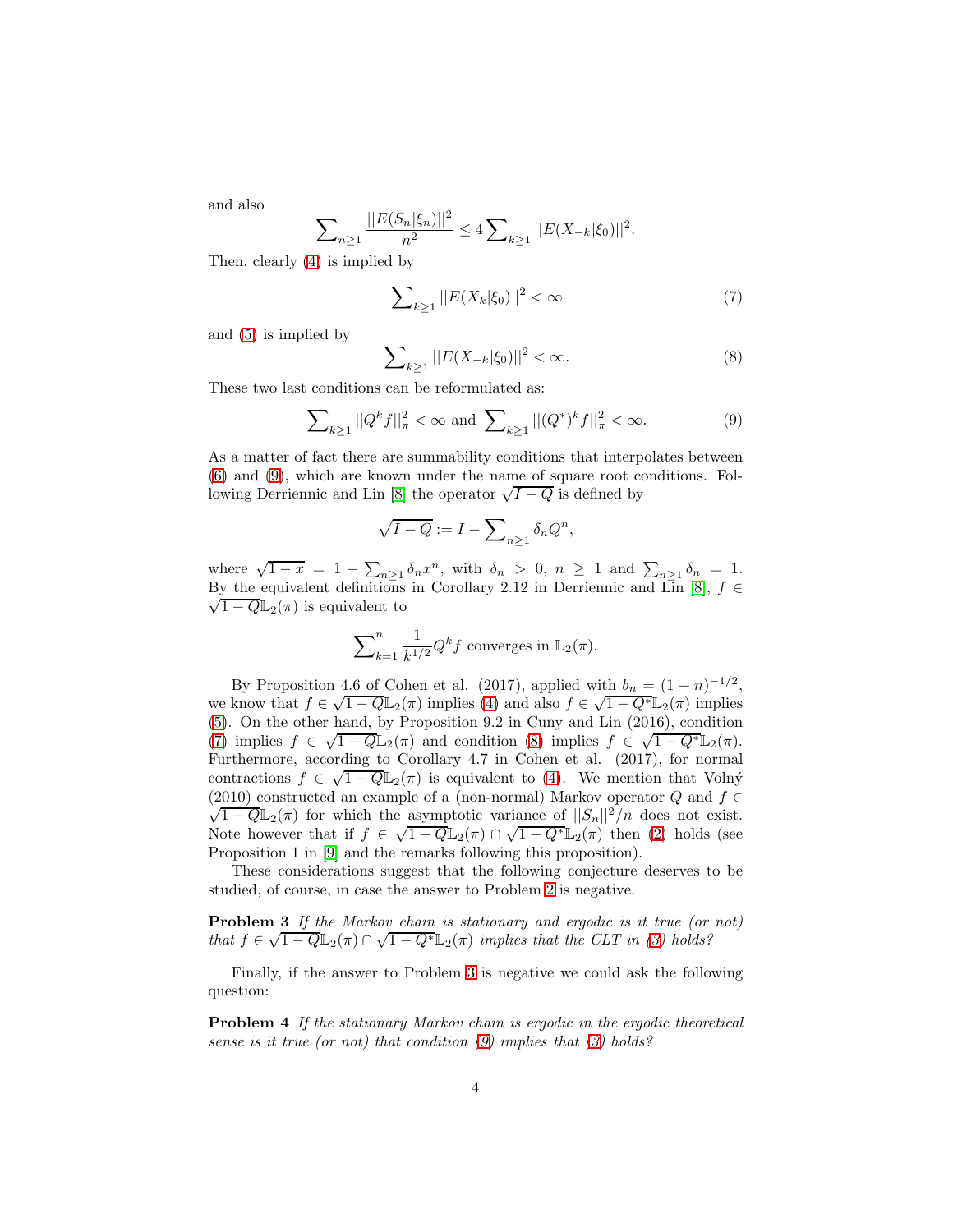and also

$$\sum_{n\geq 1}\frac{||E(S_n|\xi_n)||^2}{n^2}\leq 4\sum_{k\geq 1}||E(X_{-k}|\xi_0)||^2.$$

Then, clearly (4) is implied by

$$\sum_{k\geq 1}||E(X_k|\xi_0)||^2<\infty \tag{7}$$

and (5) is implied by

$$\sum_{k\geq 1}||E(X_{-k}|\xi_0)||^2<\infty. \tag{8}$$

These two last conditions can be reformulated as:

$$\sum_{k\geq 1}||Q^k f||_\pi^2<\infty \text{ and } \sum_{k\geq 1}||(Q^*)^k f||_\pi^2<\infty. \tag{9}$$

As a matter of fact there are summability conditions that interpolates between (6) and (9), which are known under the name of square root conditions. Following Derriennic and Lin [8] the operator $\sqrt{I-Q}$ is defined by

$$\sqrt{I-Q}:=I-\sum_{n\geq 1}\delta_n Q^n,$$

where $\sqrt{1-x}=1-\sum_{n\geq 1}\delta_n x^n$, with $\delta_n>0$, $n\geq 1$ and $\sum_{n\geq 1}\delta_n=1$. By the equivalent definitions in Corollary 2.12 in Derriennic and Lin [8], $f\in\sqrt{1-Q}\mathbb{L}_2(\pi)$ is equivalent to

$$\sum_{k=1}^{n}\frac{1}{k^{1/2}}Q^k f \text{ converges in } \mathbb{L}_2(\pi).$$

By Proposition 4.6 of Cohen et al. (2017), applied with $b_n=(1+n)^{-1/2}$, we know that $f\in\sqrt{1-Q}\mathbb{L}_2(\pi)$ implies (4) and also $f\in\sqrt{1-Q^*}\mathbb{L}_2(\pi)$ implies (5). On the other hand, by Proposition 9.2 in Cuny and Lin (2016), condition (7) implies $f\in\sqrt{1-Q}\mathbb{L}_2(\pi)$ and condition (8) implies $f\in\sqrt{1-Q^*}\mathbb{L}_2(\pi)$. Furthermore, according to Corollary 4.7 in Cohen et al. (2017), for normal contractions $f\in\sqrt{1-Q}\mathbb{L}_2(\pi)$ is equivalent to (4). We mention that Volný (2010) constructed an example of a (non-normal) Markov operator $Q$ and $f\in\sqrt{1-Q}\mathbb{L}_2(\pi)$ for which the asymptotic variance of $||S_n||^2/n$ does not exist. Note however that if $f\in\sqrt{1-Q}\mathbb{L}_2(\pi)\cap\sqrt{1-Q^*}\mathbb{L}_2(\pi)$ then (2) holds (see Proposition 1 in [9] and the remarks following this proposition).

These considerations suggest that the following conjecture deserves to be studied, of course, in case the answer to Problem 2 is negative.

**Problem 3** *If the Markov chain is stationary and ergodic is it true (or not) that* $f\in\sqrt{1-Q}\mathbb{L}_2(\pi)\cap\sqrt{1-Q^*}\mathbb{L}_2(\pi)$ *implies that the CLT in (3) holds?*

Finally, if the answer to Problem 3 is negative we could ask the following question:

**Problem 4** *If the stationary Markov chain is ergodic in the ergodic theoretical sense is it true (or not) that condition (9) implies that (3) holds?*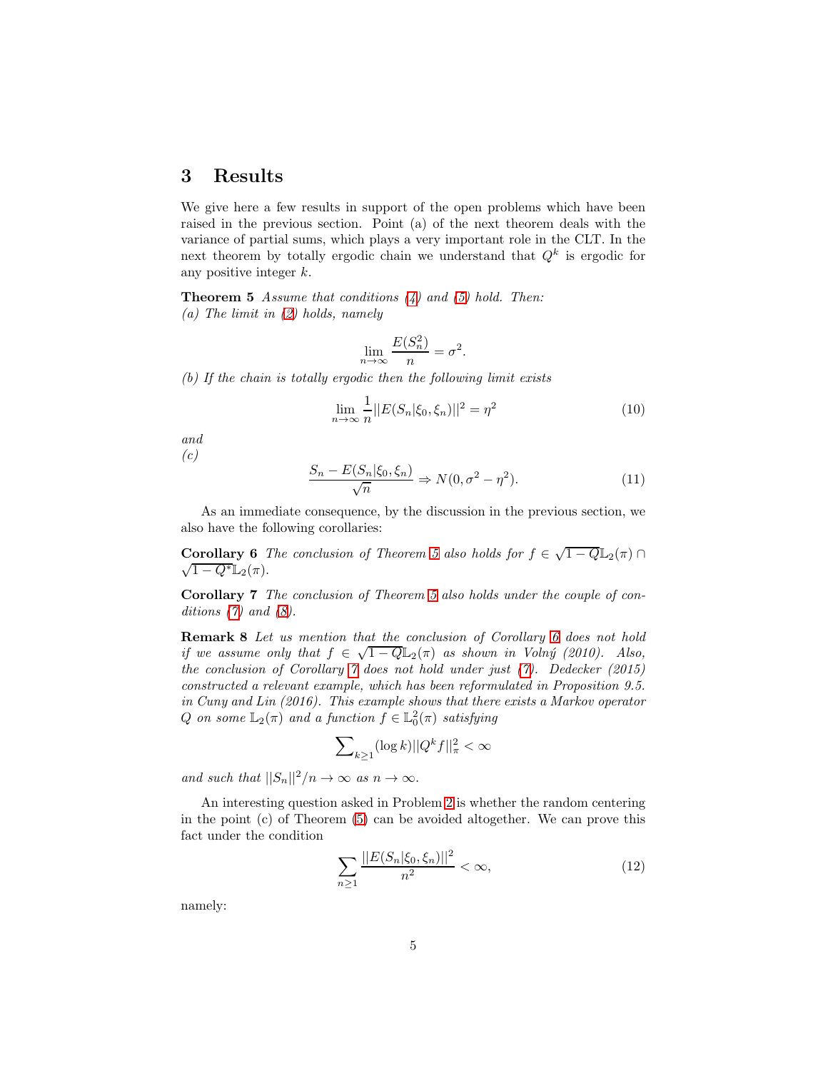## 3 Results

We give here a few results in support of the open problems which have been raised in the previous section. Point (a) of the next theorem deals with the variance of partial sums, which plays a very important role in the CLT. In the next theorem by totally ergodic chain we understand that $Q^k$ is ergodic for any positive integer $k$.

**Theorem 5** *Assume that conditions (4) and (5) hold. Then:*
*(a) The limit in (2) holds, namely*

$$\lim_{n\to\infty} \frac{E(S_n^2)}{n} = \sigma^2.$$

*(b) If the chain is totally ergodic then the following limit exists*

$$\lim_{n\to\infty} \frac{1}{n} ||E(S_n|\xi_0, \xi_n)||^2 = \eta^2 \tag{10}$$

*and*
*(c)*

$$\frac{S_n - E(S_n|\xi_0, \xi_n)}{\sqrt{n}} \Rightarrow N(0, \sigma^2 - \eta^2). \tag{11}$$

As an immediate consequence, by the discussion in the previous section, we also have the following corollaries:

**Corollary 6** *The conclusion of Theorem 5 also holds for $f \in \sqrt{1-Q}\mathbb{L}_2(\pi) \cap \sqrt{1-Q^*}\mathbb{L}_2(\pi)$.*

**Corollary 7** *The conclusion of Theorem 5 also holds under the couple of conditions (7) and (8).*

**Remark 8** *Let us mention that the conclusion of Corollary 6 does not hold if we assume only that $f \in \sqrt{1-Q}\mathbb{L}_2(\pi)$ as shown in Volný (2010). Also, the conclusion of Corollary 7 does not hold under just (7). Dedecker (2015) constructed a relevant example, which has been reformulated in Proposition 9.5. in Cuny and Lin (2016). This example shows that there exists a Markov operator $Q$ on some $\mathbb{L}_2(\pi)$ and a function $f \in \mathbb{L}_0^2(\pi)$ satisfying*

$$\sum\nolimits_{k\geq 1} (\log k)||Q^k f||_\pi^2 < \infty$$

*and such that $||S_n||^2/n \to \infty$ as $n \to \infty$.*

An interesting question asked in Problem 2 is whether the random centering in the point (c) of Theorem (5) can be avoided altogether. We can prove this fact under the condition

$$\sum_{n\geq 1} \frac{||E(S_n|\xi_0, \xi_n)||^2}{n^2} < \infty, \tag{12}$$

namely: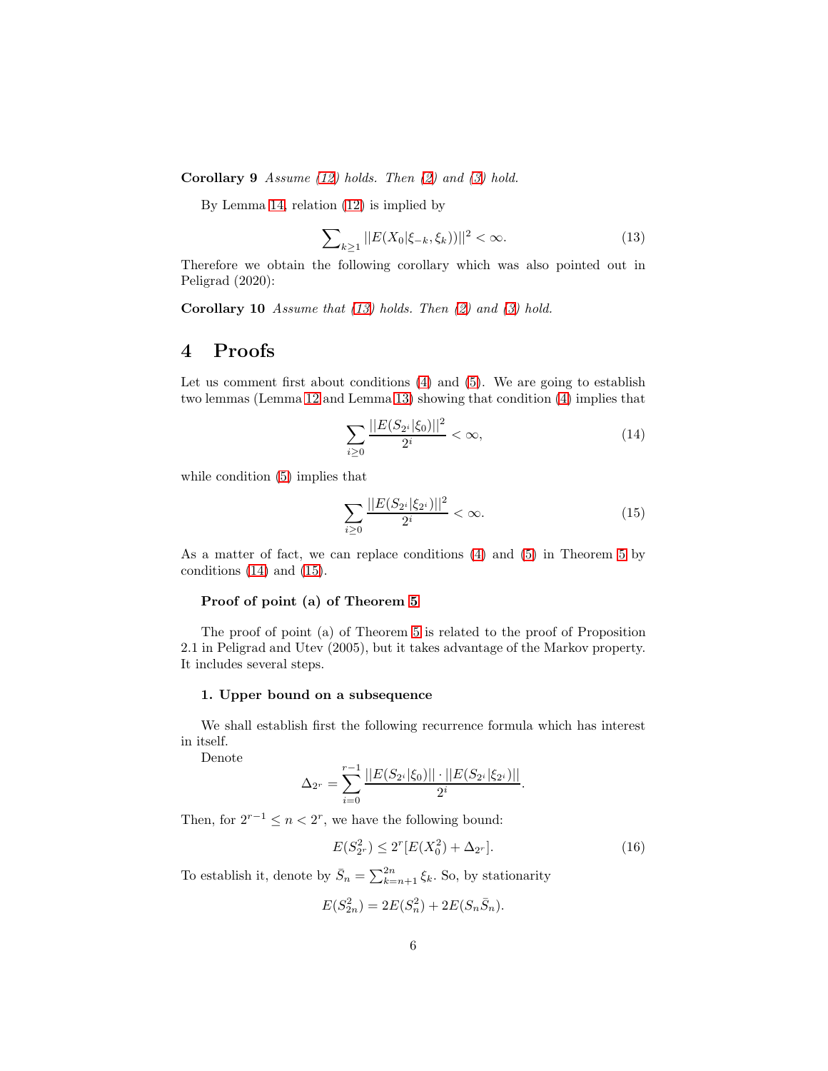**Corollary 9** *Assume (12) holds. Then (2) and (3) hold.*

By Lemma 14, relation (12) is implied by

$$\sum\nolimits_{k\geq 1} ||E(X_0|\xi_{-k},\xi_k))||^2 < \infty. \tag{13}$$

Therefore we obtain the following corollary which was also pointed out in Peligrad (2020):

**Corollary 10** *Assume that (13) holds. Then (2) and (3) hold.*

# 4 Proofs

Let us comment first about conditions (4) and (5). We are going to establish two lemmas (Lemma 12 and Lemma 13) showing that condition (4) implies that

$$\sum_{i\geq 0} \frac{||E(S_{2^i}|\xi_0)||^2}{2^i} < \infty, \tag{14}$$

while condition (5) implies that

$$\sum_{i\geq 0} \frac{||E(S_{2^i}|\xi_{2^i})||^2}{2^i} < \infty. \tag{15}$$

As a matter of fact, we can replace conditions (4) and (5) in Theorem 5 by conditions (14) and (15).

**Proof of point (a) of Theorem 5**

The proof of point (a) of Theorem 5 is related to the proof of Proposition 2.1 in Peligrad and Utev (2005), but it takes advantage of the Markov property. It includes several steps.

**1. Upper bound on a subsequence**

We shall establish first the following recurrence formula which has interest in itself.

Denote

$$\Delta_{2^r} = \sum_{i=0}^{r-1} \frac{||E(S_{2^i}|\xi_0)|| \cdot ||E(S_{2^i}|\xi_{2^i})||}{2^i}.$$

Then, for $2^{r-1} \leq n < 2^r$, we have the following bound:

$$E(S_{2^r}^2) \leq 2^r[E(X_0^2) + \Delta_{2^r}]. \tag{16}$$

To establish it, denote by $\bar{S}_n = \sum_{k=n+1}^{2n} \xi_k$. So, by stationarity

$$E(S_{2n}^2) = 2E(S_n^2) + 2E(S_n\bar{S}_n).$$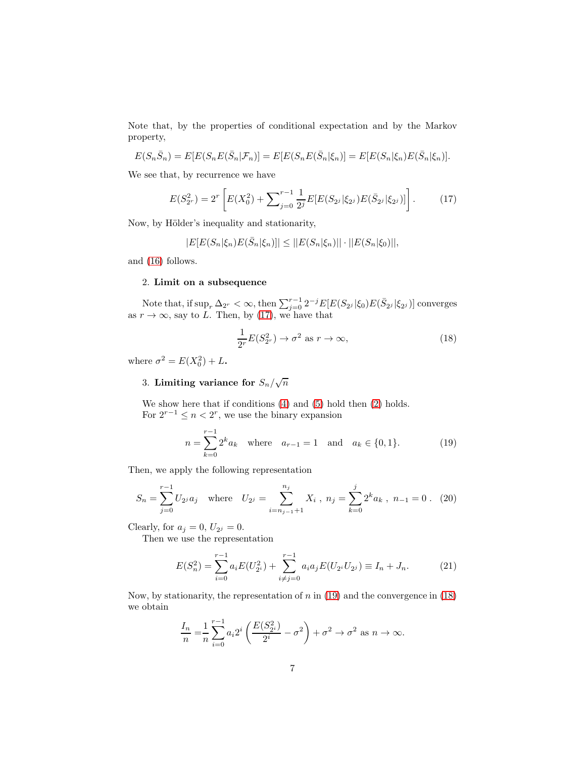Note that, by the properties of conditional expectation and by the Markov property,

$$E(S_n\bar{S}_n) = E[E(S_nE(\bar{S}_n|\mathcal{F}_n)] = E[E(S_nE(\bar{S}_n|\xi_n)] = E[E(S_n|\xi_n)E(\bar{S}_n|\xi_n)].$$

We see that, by recurrence we have

$$E(S_{2^r}^2) = 2^r\left[E(X_0^2) + \sum\nolimits_{j=0}^{r-1}\frac{1}{2^j}E[E(S_{2^j}|\xi_{2^j})E(\bar{S}_{2^j}|\xi_{2^j})]\right]. \tag{17}$$

Now, by Hölder's inequality and stationarity,

$$|E[E(S_n|\xi_n)E(\bar{S}_n|\xi_n)]| \leq ||E(S_n|\xi_n)|| \cdot ||E(S_n|\xi_0)||,$$

and (16) follows.

2. **Limit on a subsequence**

Note that, if $\sup_r \Delta_{2^r} < \infty$, then $\sum_{j=0}^{r-1}2^{-j}E[E(S_{2^j}|\xi_0)E(\bar{S}_{2^j}|\xi_{2^j})]$ converges as $r\to\infty$, say to $L$. Then, by (17), we have that

$$\frac{1}{2^r}E(S_{2^r}^2) \to \sigma^2 \text{ as } r\to\infty, \tag{18}$$

where $\sigma^2 = E(X_0^2) + L$.

3. **Limiting variance for $S_n/\sqrt{n}$**

We show here that if conditions (4) and (5) hold then (2) holds.
For $2^{r-1}\leq n < 2^r$, we use the binary expansion

$$n = \sum_{k=0}^{r-1}2^k a_k \quad \text{where} \quad a_{r-1}=1 \quad \text{and} \quad a_k\in\{0,1\}. \tag{19}$$

Then, we apply the following representation

$$S_n = \sum_{j=0}^{r-1}U_{2^j}a_j \quad \text{where} \quad U_{2^j} = \sum_{i=n_{j-1}+1}^{n_j}X_i\ ,\ n_j = \sum_{k=0}^{j}2^k a_k\ ,\ n_{-1}=0\,. \tag{20}$$

Clearly, for $a_j=0$, $U_{2^j}=0$.

Then we use the representation

$$E(S_n^2) = \sum_{i=0}^{r-1}a_iE(U_{2^i}^2) + \sum_{i\neq j=0}^{r-1}a_ia_jE(U_{2^i}U_{2^j}) \equiv I_n + J_n. \tag{21}$$

Now, by stationarity, the representation of $n$ in (19) and the convergence in (18) we obtain

$$\frac{I_n}{n} = \frac{1}{n}\sum_{i=0}^{r-1}a_i 2^i\left(\frac{E(S_{2^i}^2)}{2^i} - \sigma^2\right) + \sigma^2 \to \sigma^2 \text{ as } n\to\infty.$$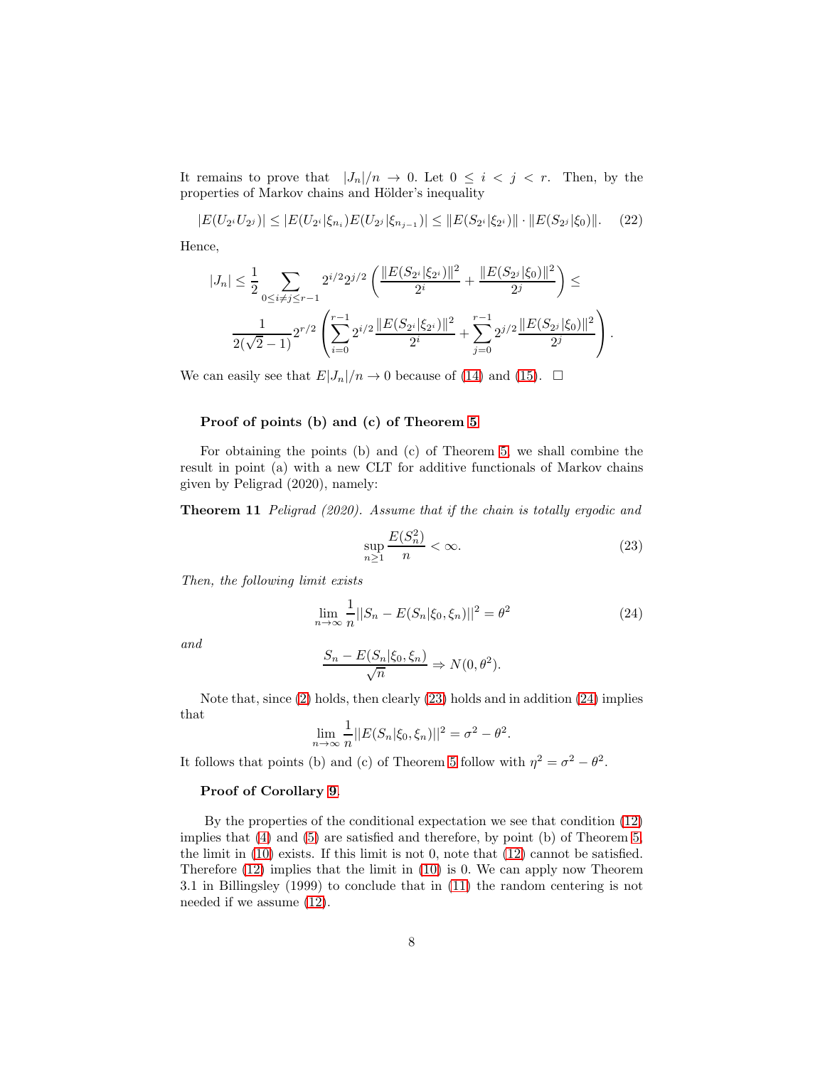It remains to prove that $|J_n|/n \to 0$. Let $0 \leq i < j < r$. Then, by the properties of Markov chains and Hölder's inequality

$$|E(U_{2^i}U_{2^j})| \leq |E(U_{2^i}|\xi_{n_i})E(U_{2^j}|\xi_{n_{j-1}})| \leq \|E(S_{2^i}|\xi_{2^i})\| \cdot \|E(S_{2^j}|\xi_0)\|. \quad (22)$$

Hence,

$$|J_n| \leq \frac{1}{2}\sum_{0\leq i\neq j\leq r-1} 2^{i/2}2^{j/2}\left(\frac{\|E(S_{2^i}|\xi_{2^i})\|^2}{2^i} + \frac{\|E(S_{2^j}|\xi_0)\|^2}{2^j}\right) \leq$$

$$\frac{1}{2(\sqrt{2}-1)}2^{r/2}\left(\sum_{i=0}^{r-1} 2^{i/2}\frac{\|E(S_{2^i}|\xi_{2^i})\|^2}{2^i} + \sum_{j=0}^{r-1} 2^{j/2}\frac{\|E(S_{2^j}|\xi_0)\|^2}{2^j}\right).$$

We can easily see that $E|J_n|/n \to 0$ because of (14) and (15). $\square$

**Proof of points (b) and (c) of Theorem 5**

For obtaining the points (b) and (c) of Theorem 5, we shall combine the result in point (a) with a new CLT for additive functionals of Markov chains given by Peligrad (2020), namely:

**Theorem 11** *Peligrad (2020). Assume that if the chain is totally ergodic and*

$$\sup_{n\geq 1}\frac{E(S_n^2)}{n} < \infty. \quad (23)$$

*Then, the following limit exists*

$$\lim_{n\to\infty}\frac{1}{n}||S_n - E(S_n|\xi_0,\xi_n)||^2 = \theta^2 \quad (24)$$

*and*

$$\frac{S_n - E(S_n|\xi_0,\xi_n)}{\sqrt{n}} \Rightarrow N(0,\theta^2).$$

Note that, since (2) holds, then clearly (23) holds and in addition (24) implies that

$$\lim_{n\to\infty}\frac{1}{n}||E(S_n|\xi_0,\xi_n)||^2 = \sigma^2 - \theta^2.$$

It follows that points (b) and (c) of Theorem 5 follow with $\eta^2 = \sigma^2 - \theta^2$.

**Proof of Corollary 9.**

By the properties of the conditional expectation we see that condition (12) implies that (4) and (5) are satisfied and therefore, by point (b) of Theorem 5, the limit in (10) exists. If this limit is not 0, note that (12) cannot be satisfied. Therefore (12) implies that the limit in (10) is 0. We can apply now Theorem 3.1 in Billingsley (1999) to conclude that in (11) the random centering is not needed if we assume (12).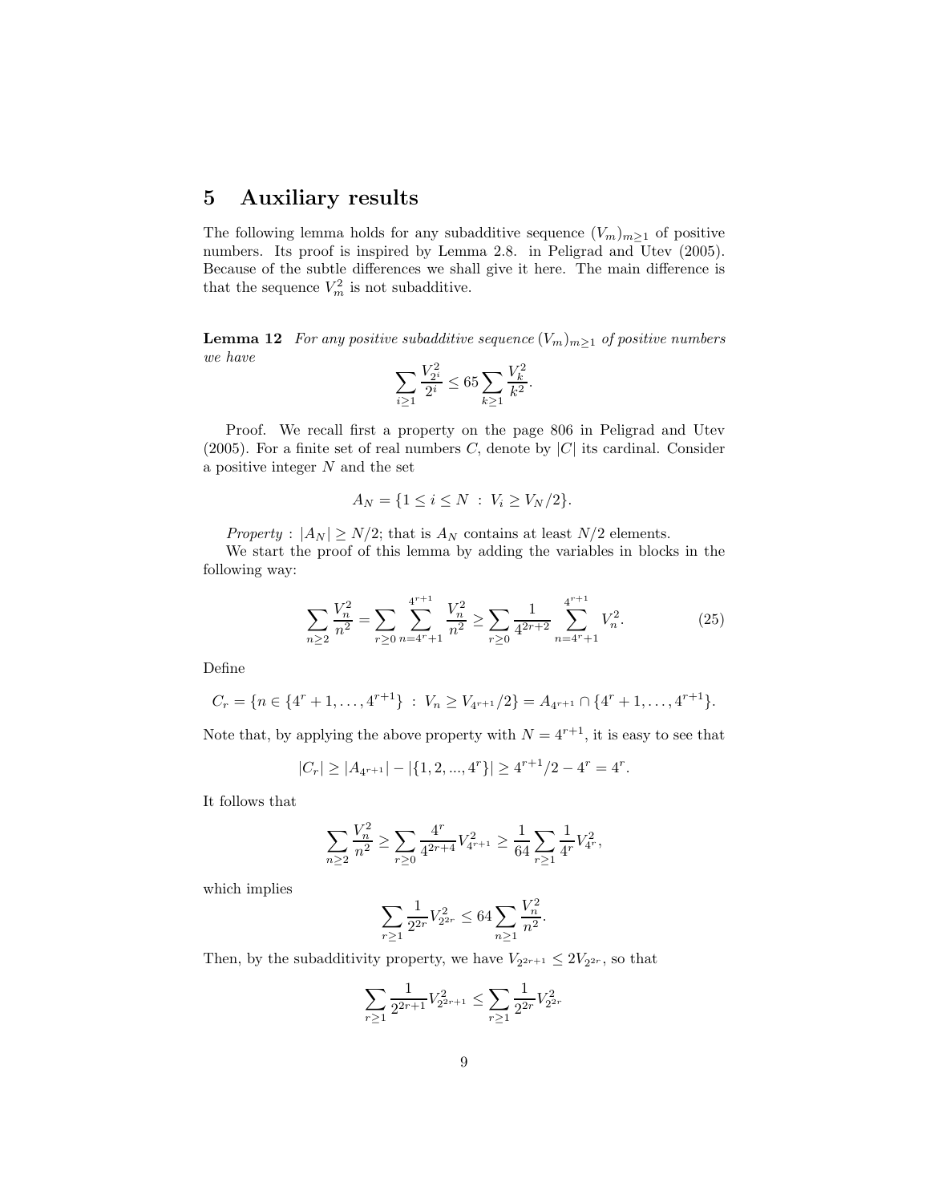## 5 Auxiliary results

The following lemma holds for any subadditive sequence $(V_m)_{m\geq 1}$ of positive numbers. Its proof is inspired by Lemma 2.8. in Peligrad and Utev (2005). Because of the subtle differences we shall give it here. The main difference is that the sequence $V_m^2$ is not subadditive.

**Lemma 12** *For any positive subadditive sequence $(V_m)_{m\geq 1}$ of positive numbers we have*

$$\sum_{i\geq 1}\frac{V_{2^i}^2}{2^i}\leq 65\sum_{k\geq 1}\frac{V_k^2}{k^2}.$$

Proof. We recall first a property on the page 806 in Peligrad and Utev (2005). For a finite set of real numbers $C$, denote by $|C|$ its cardinal. Consider a positive integer $N$ and the set

$$A_N=\{1\leq i\leq N\ :\ V_i\geq V_N/2\}.$$

*Property* : $|A_N|\geq N/2$; that is $A_N$ contains at least $N/2$ elements.

We start the proof of this lemma by adding the variables in blocks in the following way:

$$\sum_{n\geq 2}\frac{V_n^2}{n^2}=\sum_{r\geq 0}\sum_{n=4^r+1}^{4^{r+1}}\frac{V_n^2}{n^2}\geq\sum_{r\geq 0}\frac{1}{4^{2r+2}}\sum_{n=4^r+1}^{4^{r+1}}V_n^2. \tag{25}$$

Define

$$C_r=\{n\in\{4^r+1,\ldots,4^{r+1}\}\ :\ V_n\geq V_{4^{r+1}}/2\}=A_{4^{r+1}}\cap\{4^r+1,\ldots,4^{r+1}\}.$$

Note that, by applying the above property with $N=4^{r+1}$, it is easy to see that

$$|C_r|\geq|A_{4^{r+1}}|-|\{1,2,...,4^r\}|\geq 4^{r+1}/2-4^r=4^r.$$

It follows that

$$\sum_{n\geq 2}\frac{V_n^2}{n^2}\geq\sum_{r\geq 0}\frac{4^r}{4^{2r+4}}V_{4^{r+1}}^2\geq\frac{1}{64}\sum_{r\geq 1}\frac{1}{4^r}V_{4^r}^2,$$

which implies

$$\sum_{r\geq 1}\frac{1}{2^{2r}}V_{2^{2r}}^2\leq 64\sum_{n\geq 1}\frac{V_n^2}{n^2}.$$

Then, by the subadditivity property, we have $V_{2^{2r+1}}\leq 2V_{2^{2r}}$, so that

$$\sum_{r\geq 1}\frac{1}{2^{2r+1}}V_{2^{2r+1}}^2\leq\sum_{r\geq 1}\frac{1}{2^{2r}}V_{2^{2r}}^2$$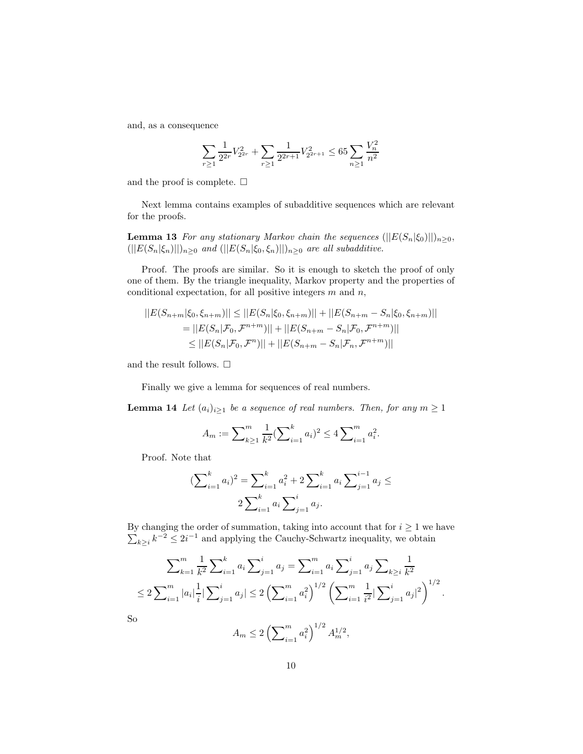and, as a consequence

$$\sum_{r\geq 1}\frac{1}{2^{2r}}V_{2^{2r}}^2+\sum_{r\geq 1}\frac{1}{2^{2r+1}}V_{2^{2r+1}}^2\leq 65\sum_{n\geq 1}\frac{V_n^2}{n^2}$$

and the proof is complete. □

Next lemma contains examples of subadditive sequences which are relevant for the proofs.

**Lemma 13** *For any stationary Markov chain the sequences* $(||E(S_n|\xi_0)||)_{n\geq 0}$, $(||E(S_n|\xi_n)||)_{n\geq 0}$ *and* $(||E(S_n|\xi_0,\xi_n)||)_{n\geq 0}$ *are all subadditive.*

Proof. The proofs are similar. So it is enough to sketch the proof of only one of them. By the triangle inequality, Markov property and the properties of conditional expectation, for all positive integers $m$ and $n$,

$$\begin{aligned}||E(S_{n+m}|\xi_0,\xi_{n+m})|| &\leq ||E(S_n|\xi_0,\xi_{n+m})||+||E(S_{n+m}-S_n|\xi_0,\xi_{n+m})||\\ &= ||E(S_n|\mathcal{F}_0,\mathcal{F}^{n+m})||+||E(S_{n+m}-S_n|\mathcal{F}_0,\mathcal{F}^{n+m})||\\ &\leq ||E(S_n|\mathcal{F}_0,\mathcal{F}^{n})||+||E(S_{n+m}-S_n|\mathcal{F}_n,\mathcal{F}^{n+m})||\end{aligned}$$

and the result follows. □

Finally we give a lemma for sequences of real numbers.

**Lemma 14** *Let* $(a_i)_{i\geq 1}$ *be a sequence of real numbers. Then, for any* $m\geq 1$

$$A_m:=\sum\nolimits_{k\geq 1}^{m}\frac{1}{k^2}(\sum\nolimits_{i=1}^{k}a_i)^2\leq 4\sum\nolimits_{i=1}^{m}a_i^2.$$

Proof. Note that

$$(\sum\nolimits_{i=1}^{k}a_i)^2=\sum\nolimits_{i=1}^{k}a_i^2+2\sum\nolimits_{i=1}^{k}a_i\sum\nolimits_{j=1}^{i-1}a_j\leq 2\sum\nolimits_{i=1}^{k}a_i\sum\nolimits_{j=1}^{i}a_j.$$

By changing the order of summation, taking into account that for $i\geq 1$ we have $\sum_{k\geq i}k^{-2}\leq 2i^{-1}$ and applying the Cauchy-Schwartz inequality, we obtain

$$\begin{aligned}&\sum\nolimits_{k=1}^{m}\frac{1}{k^2}\sum\nolimits_{i=1}^{k}a_i\sum\nolimits_{j=1}^{i}a_j=\sum\nolimits_{i=1}^{m}a_i\sum\nolimits_{j=1}^{i}a_j\sum\nolimits_{k\geq i}\frac{1}{k^2}\\ &\leq 2\sum\nolimits_{i=1}^{m}|a_i|\frac{1}{i}|\sum\nolimits_{j=1}^{i}a_j|\leq 2\left(\sum\nolimits_{i=1}^{m}a_i^2\right)^{1/2}\left(\sum\nolimits_{i=1}^{m}\frac{1}{i^2}|\sum\nolimits_{j=1}^{i}a_j|^2\right)^{1/2}.\end{aligned}$$

So

$$A_m\leq 2\left(\sum\nolimits_{i=1}^{m}a_i^2\right)^{1/2}A_m^{1/2},$$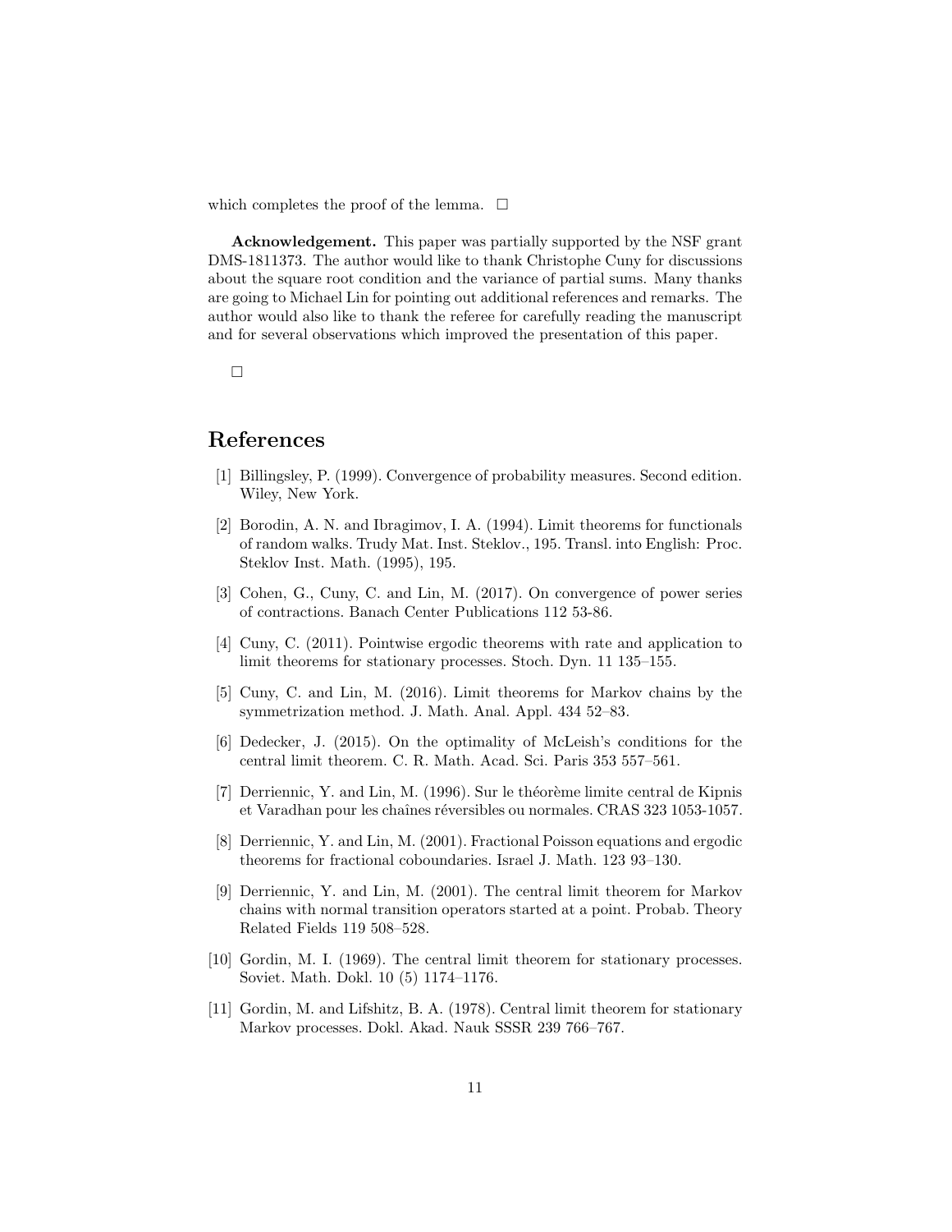which completes the proof of the lemma. □

**Acknowledgement.** This paper was partially supported by the NSF grant DMS-1811373. The author would like to thank Christophe Cuny for discussions about the square root condition and the variance of partial sums. Many thanks are going to Michael Lin for pointing out additional references and remarks. The author would also like to thank the referee for carefully reading the manuscript and for several observations which improved the presentation of this paper.

□

# References

[1] Billingsley, P. (1999). Convergence of probability measures. Second edition. Wiley, New York.

[2] Borodin, A. N. and Ibragimov, I. A. (1994). Limit theorems for functionals of random walks. Trudy Mat. Inst. Steklov., 195. Transl. into English: Proc. Steklov Inst. Math. (1995), 195.

[3] Cohen, G., Cuny, C. and Lin, M. (2017). On convergence of power series of contractions. Banach Center Publications 112 53-86.

[4] Cuny, C. (2011). Pointwise ergodic theorems with rate and application to limit theorems for stationary processes. Stoch. Dyn. 11 135–155.

[5] Cuny, C. and Lin, M. (2016). Limit theorems for Markov chains by the symmetrization method. J. Math. Anal. Appl. 434 52–83.

[6] Dedecker, J. (2015). On the optimality of McLeish's conditions for the central limit theorem. C. R. Math. Acad. Sci. Paris 353 557–561.

[7] Derriennic, Y. and Lin, M. (1996). Sur le théorème limite central de Kipnis et Varadhan pour les chaînes réversibles ou normales. CRAS 323 1053-1057.

[8] Derriennic, Y. and Lin, M. (2001). Fractional Poisson equations and ergodic theorems for fractional coboundaries. Israel J. Math. 123 93–130.

[9] Derriennic, Y. and Lin, M. (2001). The central limit theorem for Markov chains with normal transition operators started at a point. Probab. Theory Related Fields 119 508–528.

[10] Gordin, M. I. (1969). The central limit theorem for stationary processes. Soviet. Math. Dokl. 10 (5) 1174–1176.

[11] Gordin, M. and Lifshitz, B. A. (1978). Central limit theorem for stationary Markov processes. Dokl. Akad. Nauk SSSR 239 766–767.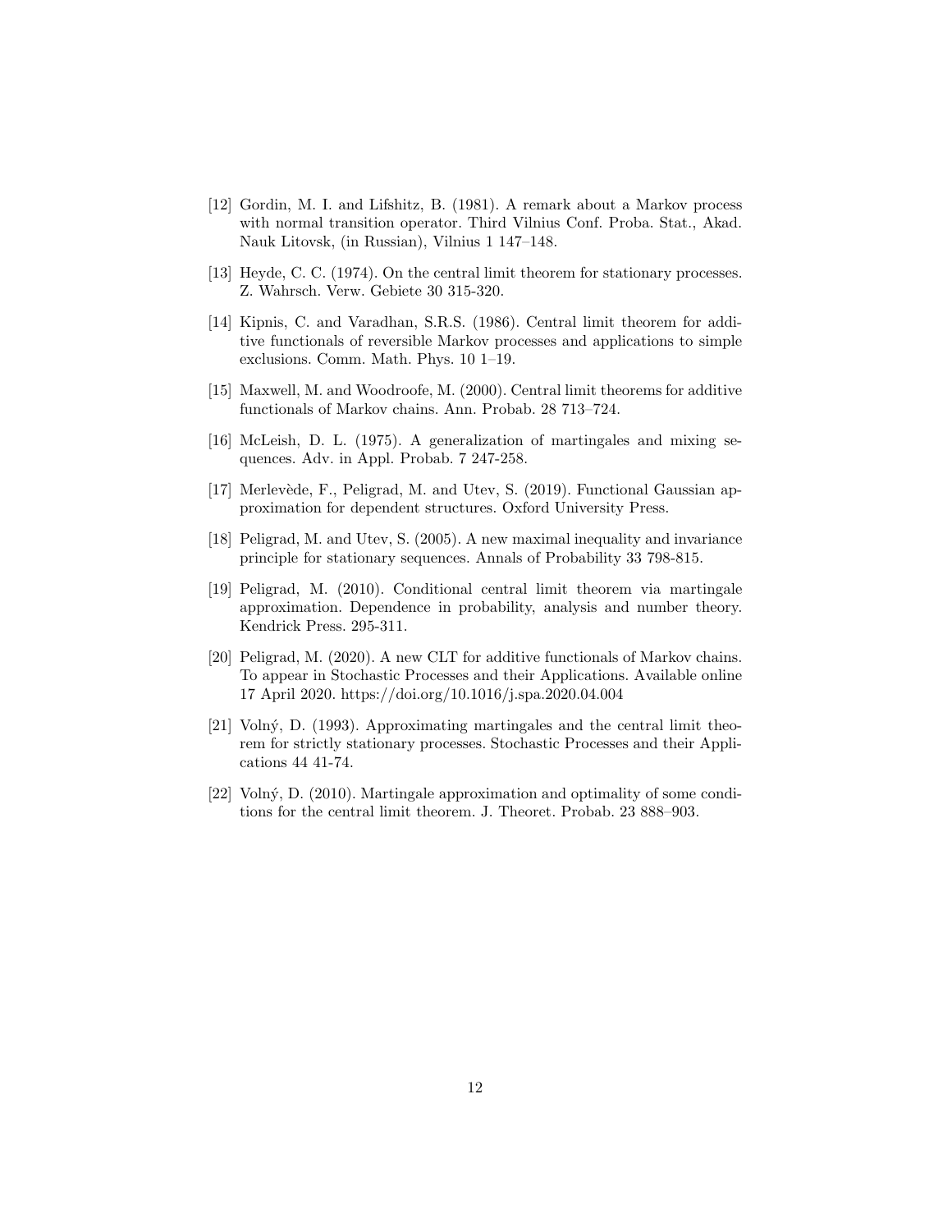[12] Gordin, M. I. and Lifshitz, B. (1981). A remark about a Markov process with normal transition operator. Third Vilnius Conf. Proba. Stat., Akad. Nauk Litovsk, (in Russian), Vilnius 1 147–148.

[13] Heyde, C. C. (1974). On the central limit theorem for stationary processes. Z. Wahrsch. Verw. Gebiete 30 315-320.

[14] Kipnis, C. and Varadhan, S.R.S. (1986). Central limit theorem for additive functionals of reversible Markov processes and applications to simple exclusions. Comm. Math. Phys. 10 1–19.

[15] Maxwell, M. and Woodroofe, M. (2000). Central limit theorems for additive functionals of Markov chains. Ann. Probab. 28 713–724.

[16] McLeish, D. L. (1975). A generalization of martingales and mixing sequences. Adv. in Appl. Probab. 7 247-258.

[17] Merlevède, F., Peligrad, M. and Utev, S. (2019). Functional Gaussian approximation for dependent structures. Oxford University Press.

[18] Peligrad, M. and Utev, S. (2005). A new maximal inequality and invariance principle for stationary sequences. Annals of Probability 33 798-815.

[19] Peligrad, M. (2010). Conditional central limit theorem via martingale approximation. Dependence in probability, analysis and number theory. Kendrick Press. 295-311.

[20] Peligrad, M. (2020). A new CLT for additive functionals of Markov chains. To appear in Stochastic Processes and their Applications. Available online 17 April 2020. https://doi.org/10.1016/j.spa.2020.04.004

[21] Volný, D. (1993). Approximating martingales and the central limit theorem for strictly stationary processes. Stochastic Processes and their Applications 44 41-74.

[22] Volný, D. (2010). Martingale approximation and optimality of some conditions for the central limit theorem. J. Theoret. Probab. 23 888–903.